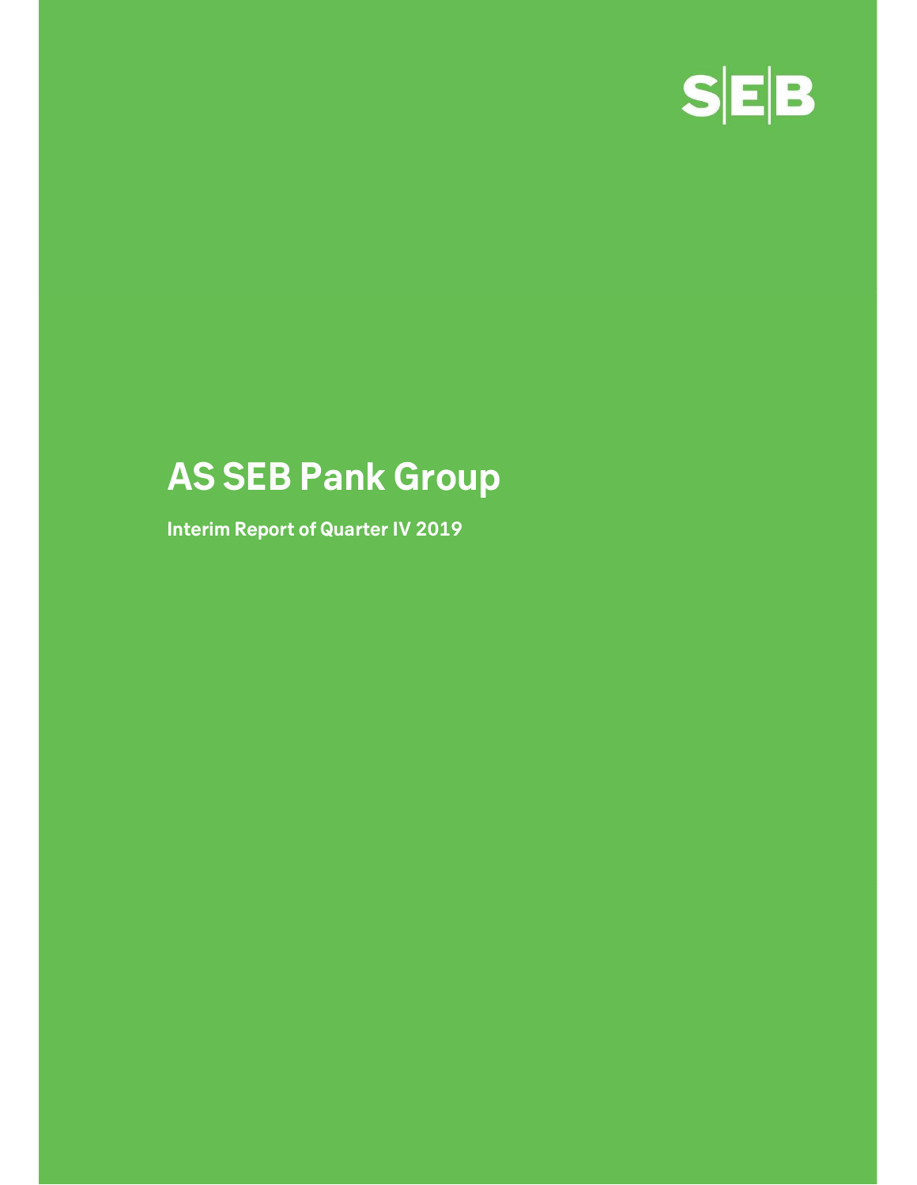SEB

# AS SEB Pank Group

**Interim Report of Quarter IV 2019**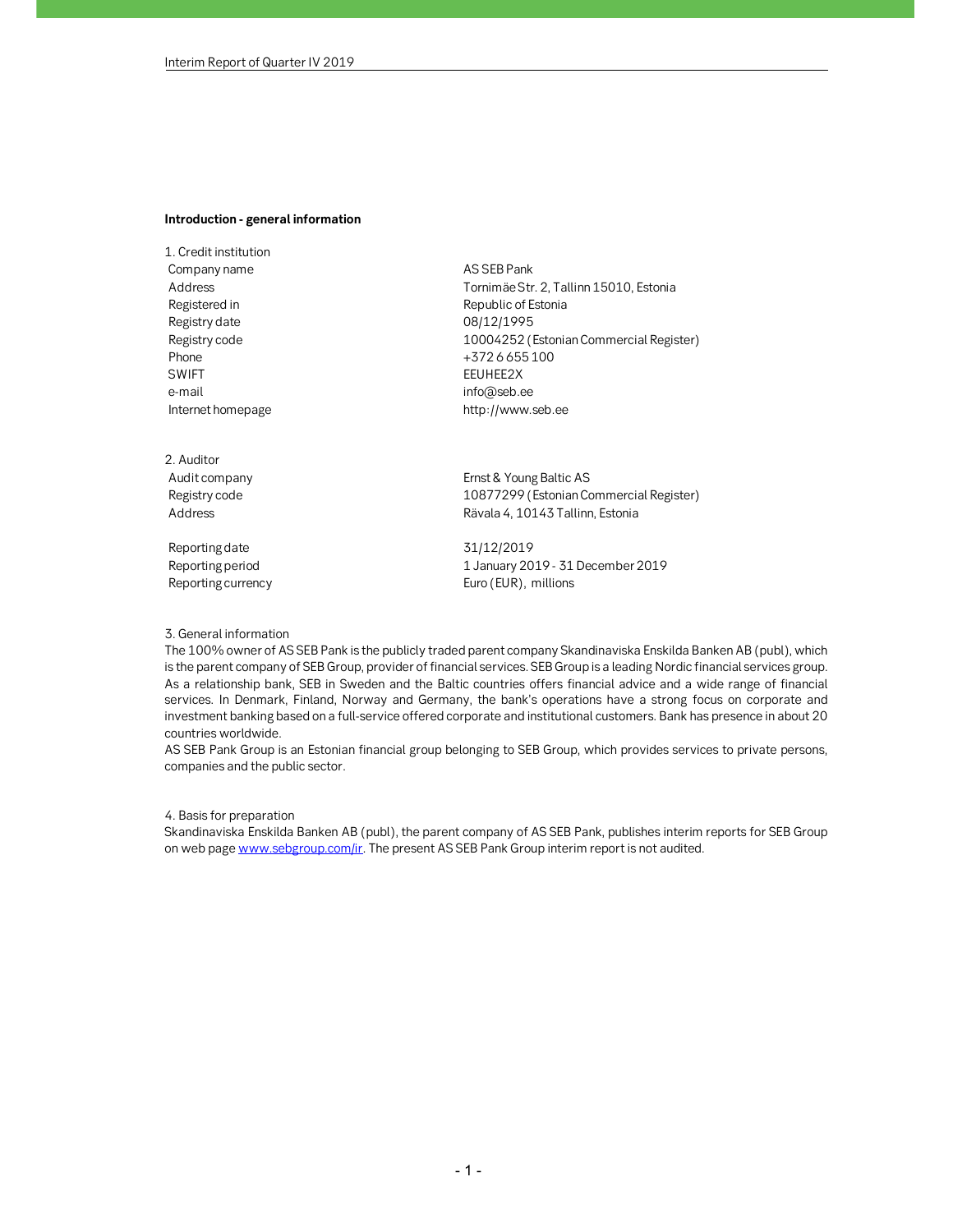## Introduction - general information

1. Credit institution

| | |
|---|---|
| Company name | AS SEB Pank |
| Address | Tornimäe Str. 2, Tallinn 15010, Estonia |
| Registered in | Republic of Estonia |
| Registry date | 08/12/1995 |
| Registry code | 10004252 (Estonian Commercial Register) |
| Phone | +372 6 655 100 |
| SWIFT | EEUHEE2X |
| e-mail | info@seb.ee |
| Internet homepage | http://www.seb.ee |

2. Auditor

| | |
|---|---|
| Audit company | Ernst & Young Baltic AS |
| Registry code | 10877299 (Estonian Commercial Register) |
| Address | Rävala 4, 10143 Tallinn, Estonia |
| | |
| Reporting date | 31/12/2019 |
| Reporting period | 1 January 2019 - 31 December 2019 |
| Reporting currency | Euro (EUR), millions |

3. General information

The 100% owner of AS SEB Pank is the publicly traded parent company Skandinaviska Enskilda Banken AB (publ), which is the parent company of SEB Group, provider of financial services. SEB Group is a leading Nordic financial services group. As a relationship bank, SEB in Sweden and the Baltic countries offers financial advice and a wide range of financial services. In Denmark, Finland, Norway and Germany, the bank's operations have a strong focus on corporate and investment banking based on a full-service offered corporate and institutional customers. Bank has presence in about 20 countries worldwide.

AS SEB Pank Group is an Estonian financial group belonging to SEB Group, which provides services to private persons, companies and the public sector.

4. Basis for preparation

Skandinaviska Enskilda Banken AB (publ), the parent company of AS SEB Pank, publishes interim reports for SEB Group on web page www.sebgroup.com/ir. The present AS SEB Pank Group interim report is not audited.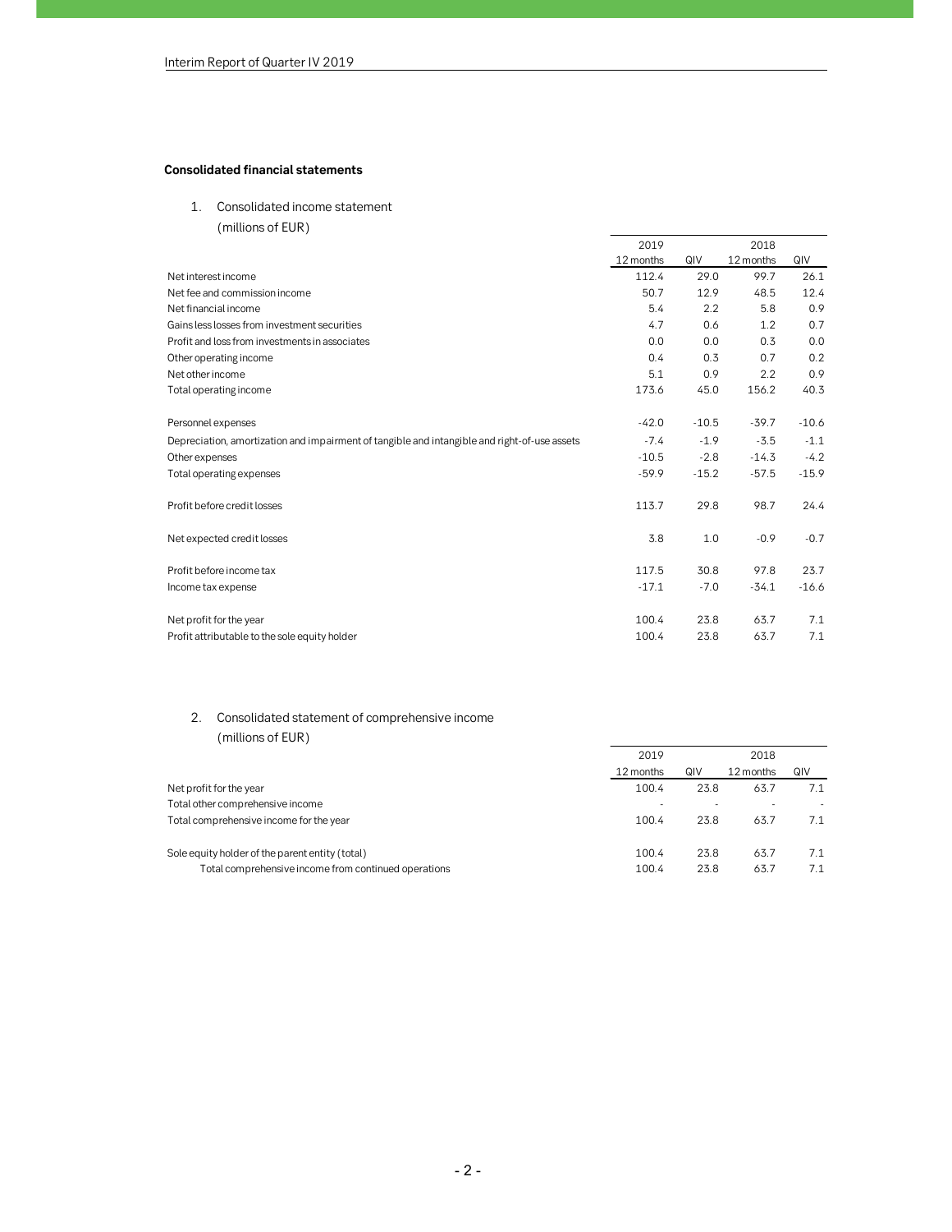**Consolidated financial statements**

1. Consolidated income statement
   (millions of EUR)

| | 2019 | | 2018 | |
|---|---|---|---|---|
| | 12 months | QIV | 12 months | QIV |
| Net interest income | 112.4 | 29.0 | 99.7 | 26.1 |
| Net fee and commission income | 50.7 | 12.9 | 48.5 | 12.4 |
| Net financial income | 5.4 | 2.2 | 5.8 | 0.9 |
| Gains less losses from investment securities | 4.7 | 0.6 | 1.2 | 0.7 |
| Profit and loss from investments in associates | 0.0 | 0.0 | 0.3 | 0.0 |
| Other operating income | 0.4 | 0.3 | 0.7 | 0.2 |
| Net other income | 5.1 | 0.9 | 2.2 | 0.9 |
| Total operating income | 173.6 | 45.0 | 156.2 | 40.3 |
| | | | | |
| Personnel expenses | -42.0 | -10.5 | -39.7 | -10.6 |
| Depreciation, amortization and impairment of tangible and intangible and right-of-use assets | -7.4 | -1.9 | -3.5 | -1.1 |
| Other expenses | -10.5 | -2.8 | -14.3 | -4.2 |
| Total operating expenses | -59.9 | -15.2 | -57.5 | -15.9 |
| | | | | |
| Profit before credit losses | 113.7 | 29.8 | 98.7 | 24.4 |
| | | | | |
| Net expected credit losses | 3.8 | 1.0 | -0.9 | -0.7 |
| | | | | |
| Profit before income tax | 117.5 | 30.8 | 97.8 | 23.7 |
| Income tax expense | -17.1 | -7.0 | -34.1 | -16.6 |
| | | | | |
| Net profit for the year | 100.4 | 23.8 | 63.7 | 7.1 |
| Profit attributable to the sole equity holder | 100.4 | 23.8 | 63.7 | 7.1 |

2. Consolidated statement of comprehensive income
   (millions of EUR)

| | 2019 | | 2018 | |
|---|---|---|---|---|
| | 12 months | QIV | 12 months | QIV |
| Net profit for the year | 100.4 | 23.8 | 63.7 | 7.1 |
| Total other comprehensive income | - | - | - | - |
| Total comprehensive income for the year | 100.4 | 23.8 | 63.7 | 7.1 |
| | | | | |
| Sole equity holder of the parent entity (total) | 100.4 | 23.8 | 63.7 | 7.1 |
| Total comprehensive income from continued operations | 100.4 | 23.8 | 63.7 | 7.1 |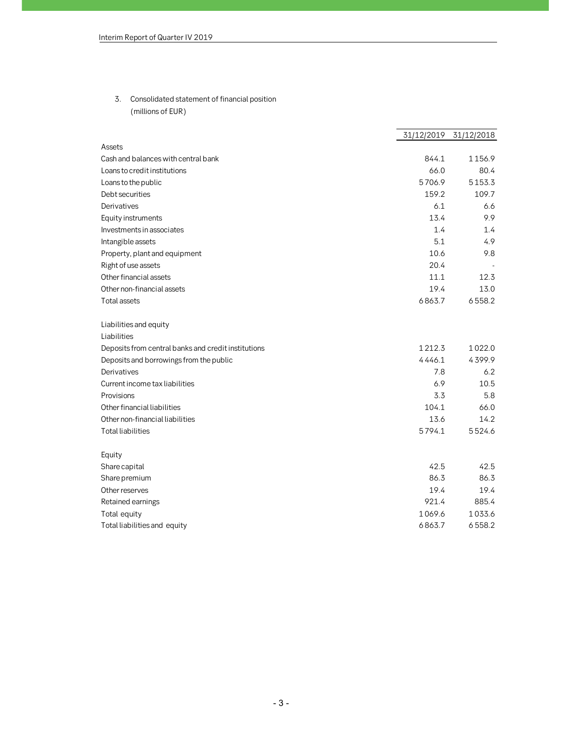3. Consolidated statement of financial position
(millions of EUR)

| | 31/12/2019 | 31/12/2018 |
|---|---|---|
| Assets | | |
| Cash and balances with central bank | 844.1 | 1 156.9 |
| Loans to credit institutions | 66.0 | 80.4 |
| Loans to the public | 5 706.9 | 5 153.3 |
| Debt securities | 159.2 | 109.7 |
| Derivatives | 6.1 | 6.6 |
| Equity instruments | 13.4 | 9.9 |
| Investments in associates | 1.4 | 1.4 |
| Intangible assets | 5.1 | 4.9 |
| Property, plant and equipment | 10.6 | 9.8 |
| Right of use assets | 20.4 | - |
| Other financial assets | 11.1 | 12.3 |
| Other non-financial assets | 19.4 | 13.0 |
| Total assets | 6 863.7 | 6 558.2 |
| | | |
| Liabilities and equity | | |
| Liabilities | | |
| Deposits from central banks and credit institutions | 1 212.3 | 1 022.0 |
| Deposits and borrowings from the public | 4 446.1 | 4 399.9 |
| Derivatives | 7.8 | 6.2 |
| Current income tax liabilities | 6.9 | 10.5 |
| Provisions | 3.3 | 5.8 |
| Other financial liabilities | 104.1 | 66.0 |
| Other non-financial liabilities | 13.6 | 14.2 |
| Total liabilities | 5 794.1 | 5 524.6 |
| | | |
| Equity | | |
| Share capital | 42.5 | 42.5 |
| Share premium | 86.3 | 86.3 |
| Other reserves | 19.4 | 19.4 |
| Retained earnings | 921.4 | 885.4 |
| Total equity | 1 069.6 | 1 033.6 |
| Total liabilities and equity | 6 863.7 | 6 558.2 |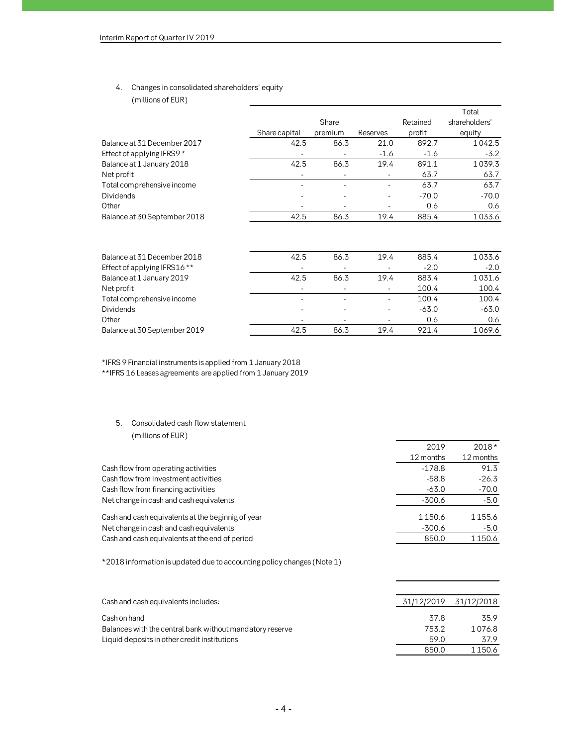## 4. Changes in consolidated shareholders' equity

(millions of EUR)

| | Share capital | Share premium | Reserves | Retained profit | Total shareholders' equity |
|---|---|---|---|---|---|
| Balance at 31 December 2017 | 42.5 | 86.3 | 21.0 | 892.7 | 1 042.5 |
| Effect of applying IFRS9 * | - | - | -1.6 | -1.6 | -3.2 |
| Balance at 1 January 2018 | 42.5 | 86.3 | 19.4 | 891.1 | 1 039.3 |
| Net profit | - | - | - | 63.7 | 63.7 |
| Total comprehensive income | - | - | - | 63.7 | 63.7 |
| Dividends | - | - | - | -70.0 | -70.0 |
| Other | - | - | - | 0.6 | 0.6 |
| Balance at 30 September 2018 | 42.5 | 86.3 | 19.4 | 885.4 | 1 033.6 |

| | Share capital | Share premium | Reserves | Retained profit | Total shareholders' equity |
|---|---|---|---|---|---|
| Balance at 31 December 2018 | 42.5 | 86.3 | 19.4 | 885.4 | 1 033.6 |
| Effect of applying IFRS16 ** | - | - | - | -2.0 | -2.0 |
| Balance at 1 January 2019 | 42.5 | 86.3 | 19.4 | 883.4 | 1 031.6 |
| Net profit | - | - | - | 100.4 | 100.4 |
| Total comprehensive income | - | - | - | 100.4 | 100.4 |
| Dividends | - | - | - | -63.0 | -63.0 |
| Other | - | - | - | 0.6 | 0.6 |
| Balance at 30 September 2019 | 42.5 | 86.3 | 19.4 | 921.4 | 1 069.6 |

*IFRS 9 Financial instruments is applied from 1 January 2018
**IFRS 16 Leases agreements are applied from 1 January 2019

## 5. Consolidated cash flow statement

(millions of EUR)

| | 2019 12 months | 2018* 12 months |
|---|---|---|
| Cash flow from operating activities | -178.8 | 91.3 |
| Cash flow from investment activities | -58.8 | -26.3 |
| Cash flow from financing activities | -63.0 | -70.0 |
| Net change in cash and cash equivalents | -300.6 | -5.0 |
| Cash and cash equivalents at the beginnig of year | 1 150.6 | 1 155.6 |
| Net change in cash and cash equivalents | -300.6 | -5.0 |
| Cash and cash equivalents at the end of period | 850.0 | 1 150.6 |

*2018 information is updated due to accounting policy changes (Note 1)

| Cash and cash equivalents includes: | 31/12/2019 | 31/12/2018 |
|---|---|---|
| Cash on hand | 37.8 | 35.9 |
| Balances with the central bank without mandatory reserve | 753.2 | 1 076.8 |
| Liquid deposits in other credit institutions | 59.0 | 37.9 |
| | 850.0 | 1 150.6 |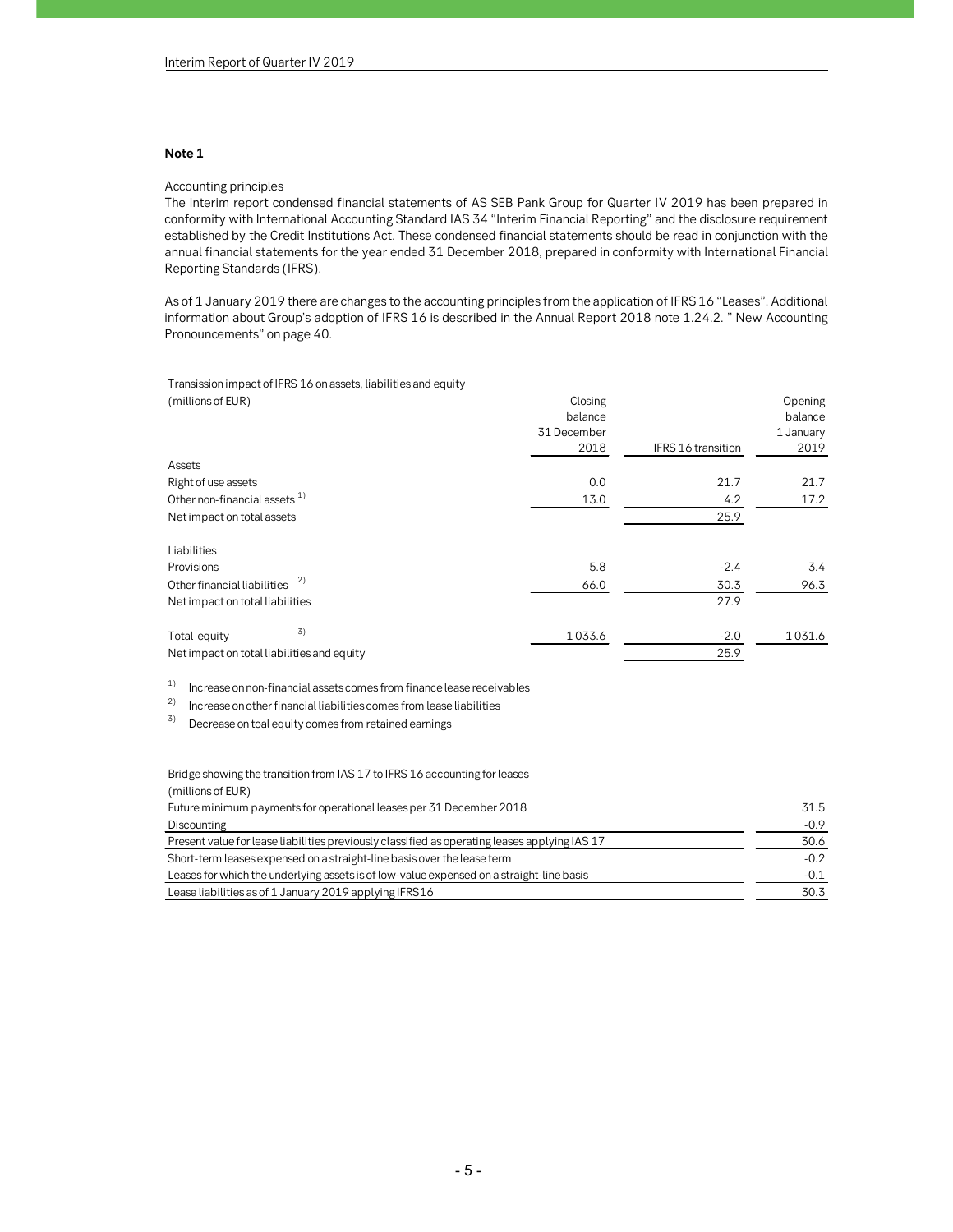## Note 1

Accounting principles

The interim report condensed financial statements of AS SEB Pank Group for Quarter IV 2019 has been prepared in conformity with International Accounting Standard IAS 34 "Interim Financial Reporting" and the disclosure requirement established by the Credit Institutions Act. These condensed financial statements should be read in conjunction with the annual financial statements for the year ended 31 December 2018, prepared in conformity with International Financial Reporting Standards (IFRS).

As of 1 January 2019 there are changes to the accounting principles from the application of IFRS 16 "Leases". Additional information about Group's adoption of IFRS 16 is described in the Annual Report 2018 note 1.24.2. " New Accounting Pronouncements" on page 40.

Transission impact of IFRS 16 on assets, liabilities and equity

| (millions of EUR) | Closing balance 31 December 2018 | IFRS 16 transition | Opening balance 1 January 2019 |
|---|---|---|---|
| Assets | | | |
| Right of use assets | 0.0 | 21.7 | 21.7 |
| Other non-financial assets [1] | 13.0 | 4.2 | 17.2 |
| Net impact on total assets | | 25.9 | |
| Liabilities | | | |
| Provisions | 5.8 | -2.4 | 3.4 |
| Other financial liabilities [2] | 66.0 | 30.3 | 96.3 |
| Net impact on total liabilities | | 27.9 | |
| Total equity [3] | 1 033.6 | -2.0 | 1 031.6 |
| Net impact on total liabilities and equity | | 25.9 | |

[1] Increase on non-financial assets comes from finance lease receivables

[2] Increase on other financial liabilities comes from lease liabilities

[3] Decrease on toal equity comes from retained earnings

Bridge showing the transition from IAS 17 to IFRS 16 accounting for leases

| (millions of EUR) | |
|---|---|
| Future minimum payments for operational leases per 31 December 2018 | 31.5 |
| Discounting | -0.9 |
| Present value for lease liabilities previously classified as operating leases applying IAS 17 | 30.6 |
| Short-term leases expensed on a straight-line basis over the lease term | -0.2 |
| Leases for which the underlying assets is of low-value expensed on a straight-line basis | -0.1 |
| Lease liabilities as of 1 January 2019 applying IFRS16 | 30.3 |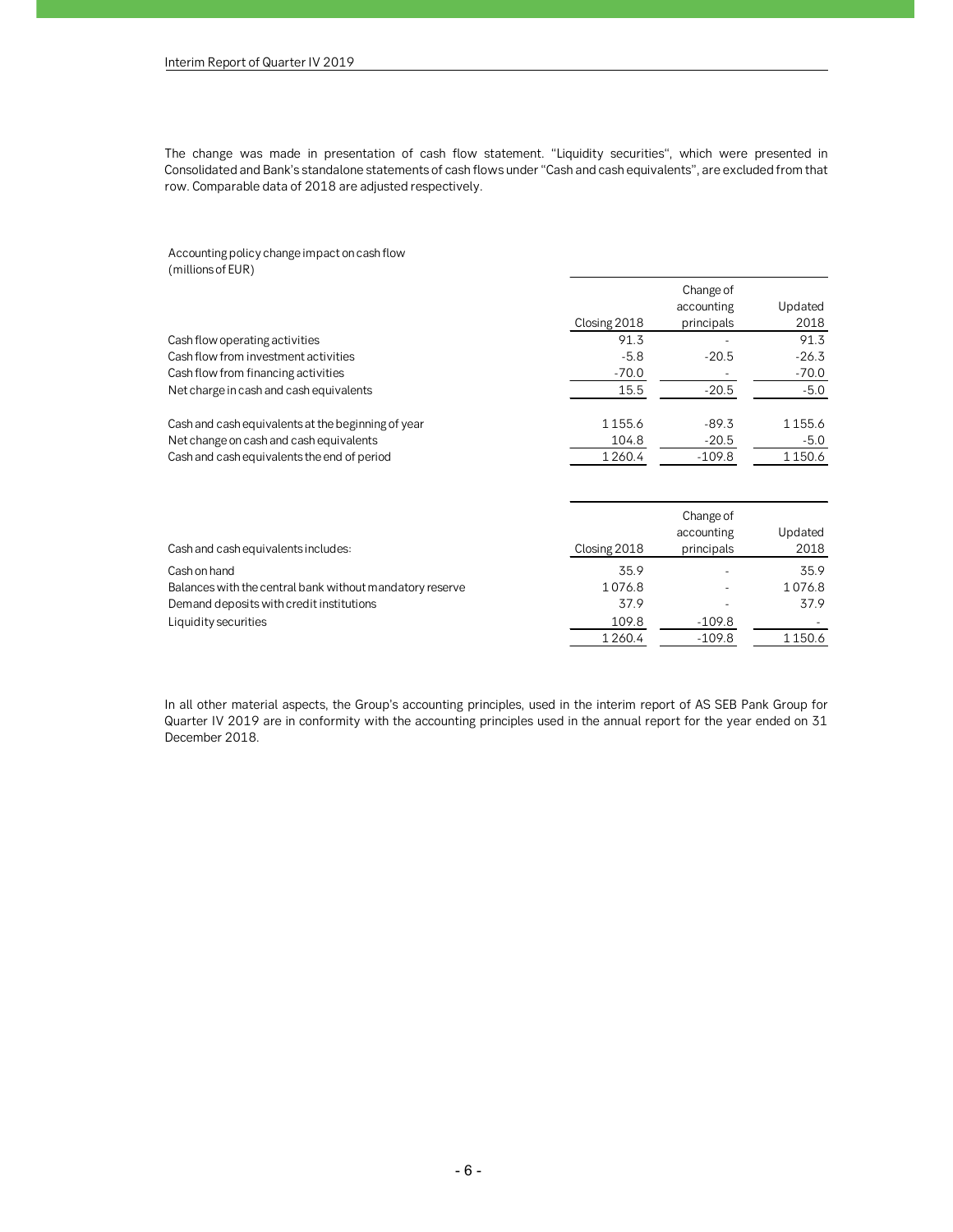The change was made in presentation of cash flow statement. "Liquidity securities", which were presented in Consolidated and Bank's standalone statements of cash flows under "Cash and cash equivalents", are excluded from that row. Comparable data of 2018 are adjusted respectively.

Accounting policy change impact on cash flow
(millions of EUR)

| | Closing 2018 | Change of accounting principals | Updated 2018 |
|---|---|---|---|
| Cash flow operating activities | 91.3 | - | 91.3 |
| Cash flow from investment activities | -5.8 | -20.5 | -26.3 |
| Cash flow from financing activities | -70.0 | - | -70.0 |
| Net charge in cash and cash equivalents | 15.5 | -20.5 | -5.0 |
| | | | |
| Cash and cash equivalents at the beginning of year | 1 155.6 | -89.3 | 1 155.6 |
| Net change on cash and cash equivalents | 104.8 | -20.5 | -5.0 |
| Cash and cash equivalents the end of period | 1 260.4 | -109.8 | 1 150.6 |

| Cash and cash equivalents includes: | Closing 2018 | Change of accounting principals | Updated 2018 |
|---|---|---|---|
| Cash on hand | 35.9 | - | 35.9 |
| Balances with the central bank without mandatory reserve | 1 076.8 | - | 1 076.8 |
| Demand deposits with credit institutions | 37.9 | - | 37.9 |
| Liquidity securities | 109.8 | -109.8 | - |
| | 1 260.4 | -109.8 | 1 150.6 |

In all other material aspects, the Group's accounting principles, used in the interim report of AS SEB Pank Group for Quarter IV 2019 are in conformity with the accounting principles used in the annual report for the year ended on 31 December 2018.